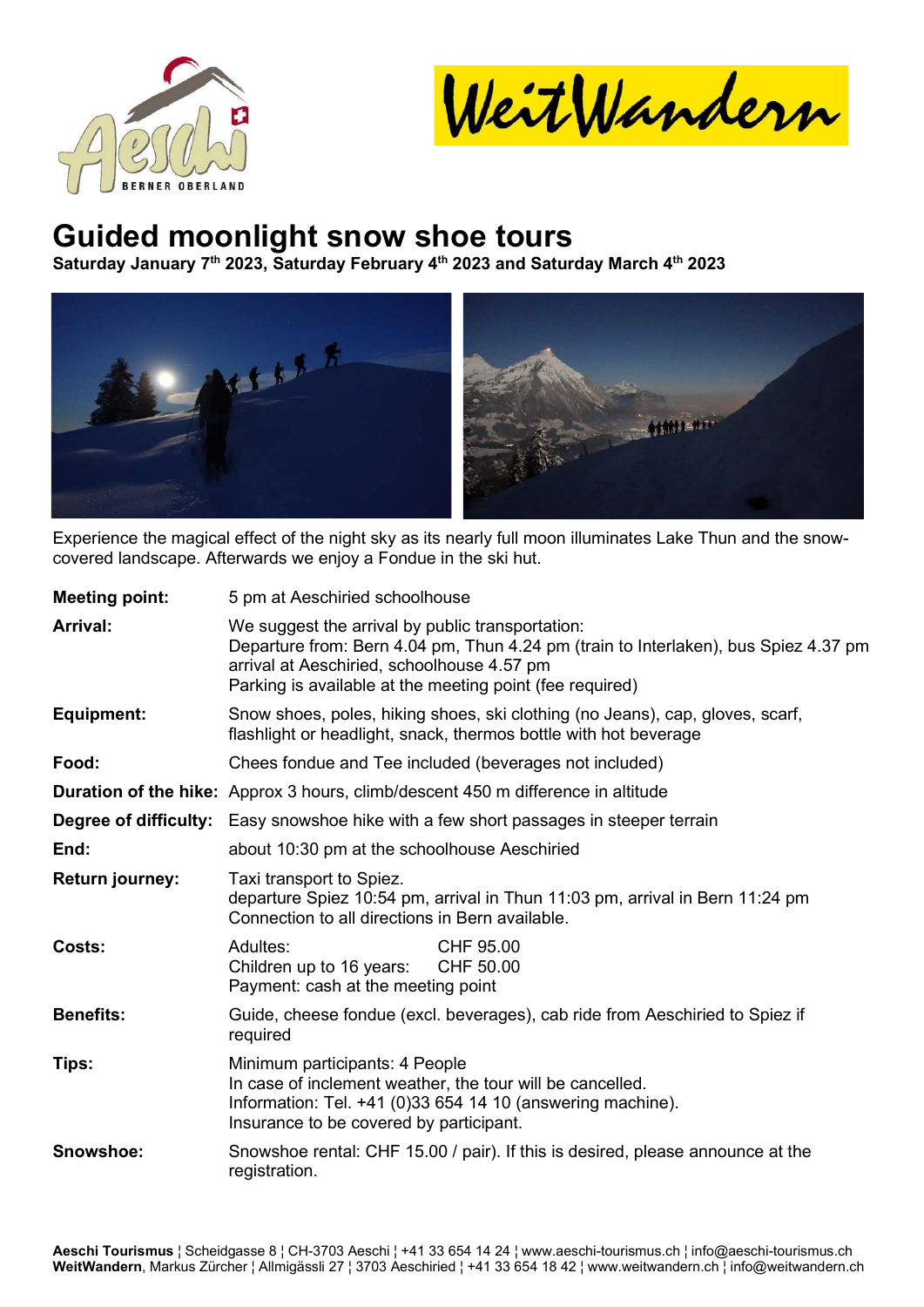Aeschi BERNER OBERLAND

WeitWandern

# Guided moonlight snow shoe tours

**Saturday January 7th 2023, Saturday February 4th 2023 and Saturday March 4th 2023**

Experience the magical effect of the night sky as its nearly full moon illuminates Lake Thun and the snow-covered landscape. Afterwards we enjoy a Fondue in the ski hut.

| | |
|---|---|
| **Meeting point:** | 5 pm at Aeschiried schoolhouse |
| **Arrival:** | We suggest the arrival by public transportation:<br>Departure from: Bern 4.04 pm, Thun 4.24 pm (train to Interlaken), bus Spiez 4.37 pm arrival at Aeschiried, schoolhouse 4.57 pm<br>Parking is available at the meeting point (fee required) |
| **Equipment:** | Snow shoes, poles, hiking shoes, ski clothing (no Jeans), cap, gloves, scarf, flashlight or headlight, snack, thermos bottle with hot beverage |
| **Food:** | Chees fondue and Tee included (beverages not included) |
| **Duration of the hike:** | Approx 3 hours, climb/descent 450 m difference in altitude |
| **Degree of difficulty:** | Easy snowshoe hike with a few short passages in steeper terrain |
| **End:** | about 10:30 pm at the schoolhouse Aeschiried |
| **Return journey:** | Taxi transport to Spiez.<br>departure Spiez 10:54 pm, arrival in Thun 11:03 pm, arrival in Bern 11:24 pm<br>Connection to all directions in Bern available. |
| **Costs:** | Adultes: CHF 95.00<br>Children up to 16 years: CHF 50.00<br>Payment: cash at the meeting point |
| **Benefits:** | Guide, cheese fondue (excl. beverages), cab ride from Aeschiried to Spiez if required |
| **Tips:** | Minimum participants: 4 People<br>In case of inclement weather, the tour will be cancelled.<br>Information: Tel. +41 (0)33 654 14 10 (answering machine).<br>Insurance to be covered by participant. |
| **Snowshoe:** | Snowshoe rental: CHF 15.00 / pair). If this is desired, please announce at the registration. |

**Aeschi Tourismus** ¦ Scheidgasse 8 ¦ CH-3703 Aeschi ¦ +41 33 654 14 24 ¦ www.aeschi-tourismus.ch ¦ info@aeschi-tourismus.ch
**WeitWandern**, Markus Zürcher ¦ Allmigässli 27 ¦ 3703 Aeschiried ¦ +41 33 654 18 42 ¦ www.weitwandern.ch ¦ info@weitwandern.ch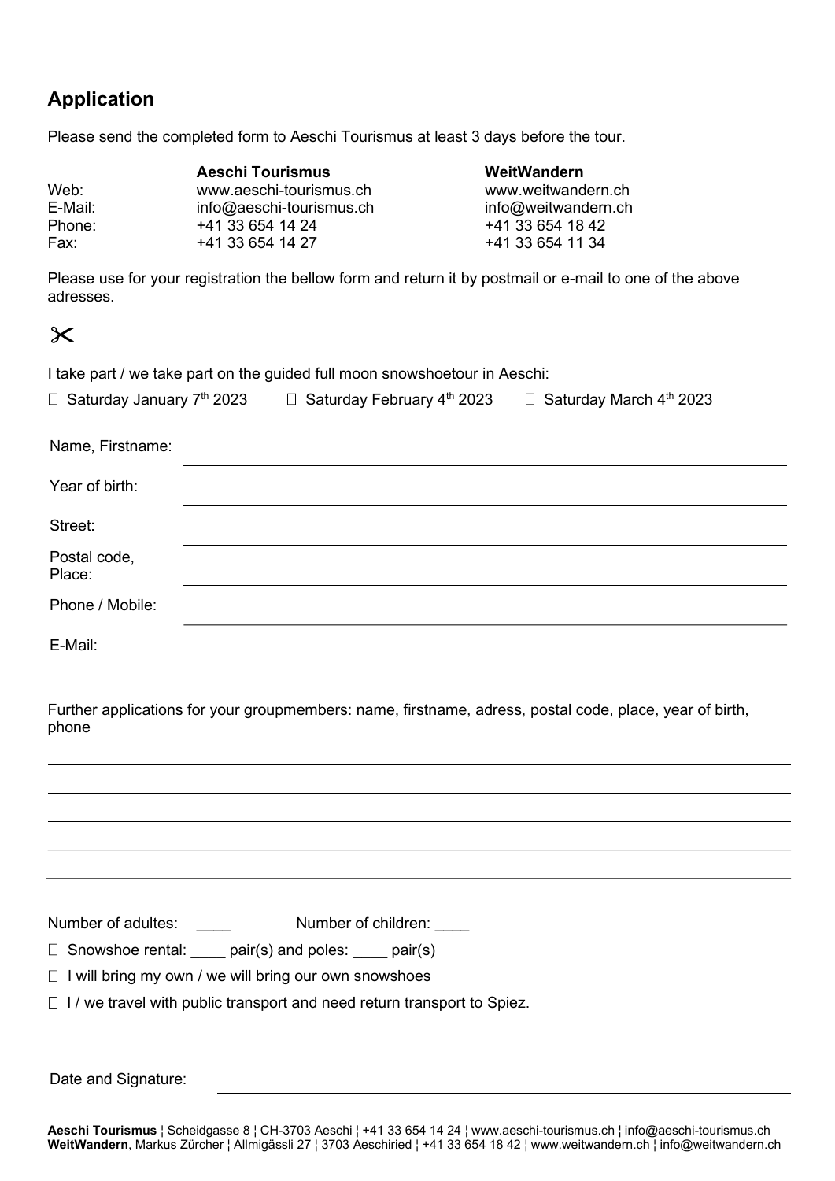## Application

Please send the completed form to Aeschi Tourismus at least 3 days before the tour.

| | Aeschi Tourismus | WeitWandern |
|---|---|---|
| Web: | www.aeschi-tourismus.ch | www.weitwandern.ch |
| E-Mail: | info@aeschi-tourismus.ch | info@weitwandern.ch |
| Phone: | +41 33 654 14 24 | +41 33 654 18 42 |
| Fax: | +41 33 654 14 27 | +41 33 654 11 34 |

Please use for your registration the bellow form and return it by postmail or e-mail to one of the above adresses.

✂ ---------------------------------------------------------------------------------------------------

I take part / we take part on the guided full moon snowshoetour in Aeschi:

☐ Saturday January 7th 2023 ☐ Saturday February 4th 2023 ☐ Saturday March 4th 2023

Name, Firstname: ______________________________

Year of birth: ______________________________

Street: ______________________________

Postal code, Place: ______________________________

Phone / Mobile: ______________________________

E-Mail: ______________________________

Further applications for your groupmembers: name, firstname, adress, postal code, place, year of birth, phone

______________________________

______________________________

______________________________

______________________________

______________________________

Number of adultes: ____ Number of children: ____

☐ Snowshoe rental: ____ pair(s) and poles: ____ pair(s)

☐ I will bring my own / we will bring our own snowshoes

☐ I / we travel with public transport and need return transport to Spiez.

Date and Signature: ______________________________

**Aeschi Tourismus** ¦ Scheidgasse 8 ¦ CH-3703 Aeschi ¦ +41 33 654 14 24 ¦ www.aeschi-tourismus.ch ¦ info@aeschi-tourismus.ch
**WeitWandern**, Markus Zürcher ¦ Allmigässli 27 ¦ 3703 Aeschiried ¦ +41 33 654 18 42 ¦ www.weitwandern.ch ¦ info@weitwandern.ch